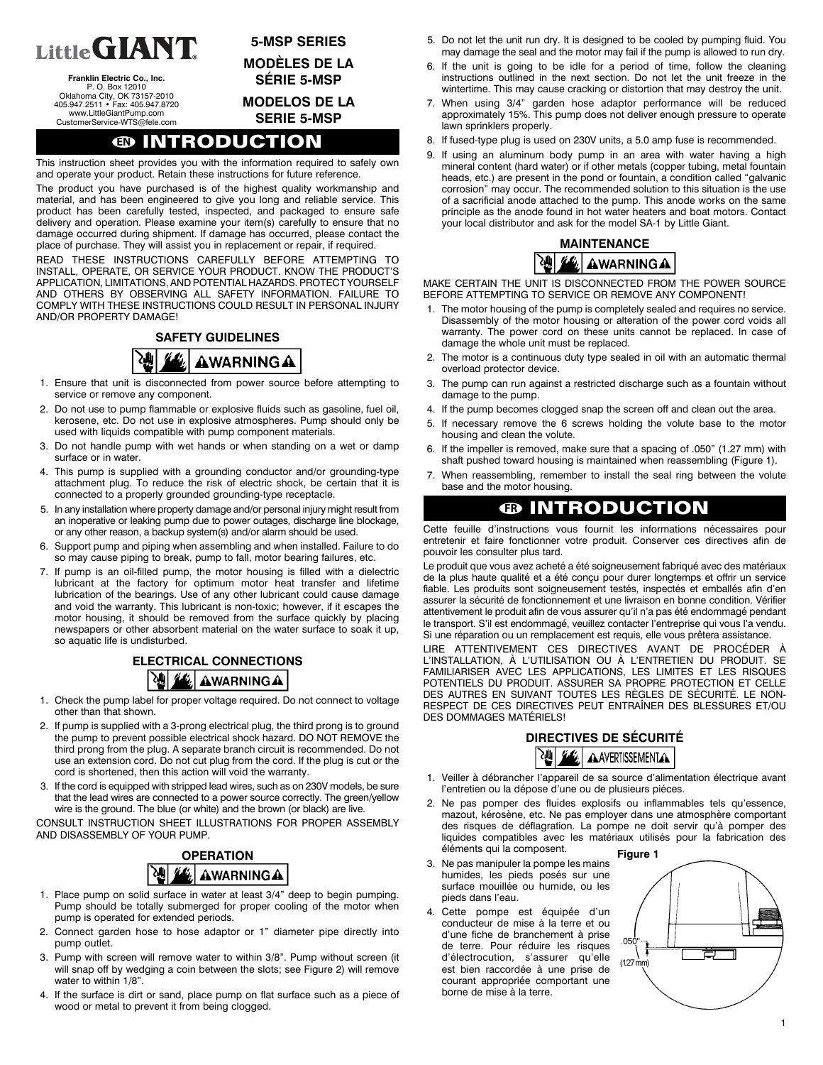Little GIANT

Franklin Electric Co., Inc.
P. O. Box 12010
Oklahoma City, OK 73157-2010
405.947.2511 • Fax: 405.947.8720
www.LittleGiantPump.com
CustomerService-WTS@fele.com

**5-MSP SERIES**

**MODÈLES DE LA SÉRIE 5-MSP**

**MODELOS DE LA SERIE 5-MSP**

# EN INTRODUCTION

This instruction sheet provides you with the information required to safely own and operate your product. Retain these instructions for future reference.

The product you have purchased is of the highest quality workmanship and material, and has been engineered to give you long and reliable service. This product has been carefully tested, inspected, and packaged to ensure safe delivery and operation. Please examine your item(s) carefully to ensure that no damage occurred during shipment. If damage has occurred, please contact the place of purchase. They will assist you in replacement or repair, if required.

READ THESE INSTRUCTIONS CAREFULLY BEFORE ATTEMPTING TO INSTALL, OPERATE, OR SERVICE YOUR PRODUCT. KNOW THE PRODUCT'S APPLICATION, LIMITATIONS, AND POTENTIAL HAZARDS. PROTECT YOURSELF AND OTHERS BY OBSERVING ALL SAFETY INFORMATION. FAILURE TO COMPLY WITH THESE INSTRUCTIONS COULD RESULT IN PERSONAL INJURY AND/OR PROPERTY DAMAGE!

## SAFETY GUIDELINES

**⚠WARNING⚠**

1. Ensure that unit is disconnected from power source before attempting to service or remove any component.
2. Do not use to pump flammable or explosive fluids such as gasoline, fuel oil, kerosene, etc. Do not use in explosive atmospheres. Pump should only be used with liquids compatible with pump component materials.
3. Do not handle pump with wet hands or when standing on a wet or damp surface or in water.
4. This pump is supplied with a grounding conductor and/or grounding-type attachment plug. To reduce the risk of electric shock, be certain that it is connected to a properly grounded grounding-type receptacle.
5. In any installation where property damage and/or personal injury might result from an inoperative or leaking pump due to power outages, discharge line blockage, or any other reason, a backup system(s) and/or alarm should be used.
6. Support pump and piping when assembling and when installed. Failure to do so may cause piping to break, pump to fall, motor bearing failures, etc.
7. If pump is an oil-filled pump, the motor housing is filled with a dielectric lubricant at the factory for optimum motor heat transfer and lifetime lubrication of the bearings. Use of any other lubricant could cause damage and void the warranty. This lubricant is non-toxic; however, if it escapes the motor housing, it should be removed from the surface quickly by placing newspapers or other absorbent material on the water surface to soak it up, so aquatic life is undisturbed.

## ELECTRICAL CONNECTIONS

**⚠WARNING⚠**

1. Check the pump label for proper voltage required. Do not connect to voltage other than that shown.
2. If pump is supplied with a 3-prong electrical plug, the third prong is to ground the pump to prevent possible electrical shock hazard. DO NOT REMOVE the third prong from the plug. A separate branch circuit is recommended. Do not use an extension cord. Do not cut plug from the cord. If the plug is cut or the cord is shortened, then this action will void the warranty.
3. If the cord is equipped with stripped lead wires, such as on 230V models, be sure that the lead wires are connected to a power source correctly. The green/yellow wire is the ground. The blue (or white) and the brown (or black) are live.

CONSULT INSTRUCTION SHEET ILLUSTRATIONS FOR PROPER ASSEMBLY AND DISASSEMBLY OF YOUR PUMP.

## OPERATION

**⚠WARNING⚠**

1. Place pump on solid surface in water at least 3/4" deep to begin pumping. Pump should be totally submerged for proper cooling of the motor when pump is operated for extended periods.
2. Connect garden hose to hose adaptor or 1" diameter pipe directly into pump outlet.
3. Pump with screen will remove water to within 3/8". Pump without screen (it will snap off by wedging a coin between the slots; see Figure 2) will remove water to within 1/8".
4. If the surface is dirt or sand, place pump on flat surface such as a piece of wood or metal to prevent it from being clogged.
5. Do not let the unit run dry. It is designed to be cooled by pumping fluid. You may damage the seal and the motor may fail if the pump is allowed to run dry.
6. If the unit is going to be idle for a period of time, follow the cleaning instructions outlined in the next section. Do not let the unit freeze in the wintertime. This may cause cracking or distortion that may destroy the unit.
7. When using 3/4" garden hose adaptor performance will be reduced approximately 15%. This pump does not deliver enough pressure to operate lawn sprinklers properly.
8. If fused-type plug is used on 230V units, a 5.0 amp fuse is recommended.
9. If using an aluminum body pump in an area with water having a high mineral content (hard water) or if other metals (copper tubing, metal fountain heads, etc.) are present in the pond or fountain, a condition called "galvanic corrosion" may occur. The recommended solution to this situation is the use of a sacrificial anode attached to the pump. This anode works on the same principle as the anode found in hot water heaters and boat motors. Contact your local distributor and ask for the model SA-1 by Little Giant.

## MAINTENANCE

**⚠WARNING⚠**

MAKE CERTAIN THE UNIT IS DISCONNECTED FROM THE POWER SOURCE BEFORE ATTEMPTING TO SERVICE OR REMOVE ANY COMPONENT!

1. The motor housing of the pump is completely sealed and requires no service. Disassembly of the motor housing or alteration of the power cord voids all warranty. The power cord on these units cannot be replaced. In case of damage the whole unit must be replaced.
2. The motor is a continuous duty type sealed in oil with an automatic thermal overload protector device.
3. The pump can run against a restricted discharge such as a fountain without damage to the pump.
4. If the pump becomes clogged snap the screen off and clean out the area.
5. If necessary remove the 6 screws holding the volute base to the motor housing and clean the volute.
6. If the impeller is removed, make sure that a spacing of .050" (1.27 mm) with shaft pushed toward housing is maintained when reassembling (Figure 1).
7. When reassembling, remember to install the seal ring between the volute base and the motor housing.

# FR INTRODUCTION

Cette feuille d'instructions vous fournit les informations nécessaires pour entretenir et faire fonctionner votre produit. Conserver ces directives afin de pouvoir les consulter plus tard.

Le produit que vous avez acheté a été soigneusement fabriqué avec des matériaux de la plus haute qualité et a été conçu pour durer longtemps et offrir un service fiable. Les produits sont soigneusement testés, inspectés et emballés afin d'en assurer la sécurité de fonctionnement et une livraison en bonne condition. Vérifier attentivement le produit afin de vous assurer qu'il n'a pas été endommagé pendant le transport. S'il est endommagé, veuillez contacter l'entreprise qui vous l'a vendu. Si une réparation ou un remplacement est requis, elle vous prêtera assistance.

LIRE ATTENTIVEMENT CES DIRECTIVES AVANT DE PROCÉDER À L'INSTALLATION, À L'UTILISATION OU À L'ENTRETIEN DU PRODUIT. SE FAMILIARISER AVEC LES APPLICATIONS, LES LIMITES ET LES RISQUES POTENTIELS DU PRODUIT. ASSURER SA PROPRE PROTECTION ET CELLE DES AUTRES EN SUIVANT TOUTES LES RÈGLES DE SÉCURITÉ. LE NON-RESPECT DE CES DIRECTIVES PEUT ENTRAÎNER DES BLESSURES ET/OU DES DOMMAGES MATÉRIELS!

## DIRECTIVES DE SÉCURITÉ

**⚠AVERTISSEMENT⚠**

1. Veiller à débrancher l'appareil de sa source d'alimentation électrique avant l'entretien ou la dépose d'une ou de plusieurs piéces.
2. Ne pas pomper des fluides explosifs ou inflammables tels qu'essence, mazout, kérosène, etc. Ne pas employer dans une atmosphère comportant des risques de déflagration. La pompe ne doit servir qu'à pomper des liquides compatibles avec les matériaux utilisés pour la fabrication des éléments qui la composent.
3. Ne pas manipuler la pompe les mains humides, les pieds posés sur une surface mouillée ou humide, ou les pieds dans l'eau.
4. Cette pompe est équipée d'un conducteur de mise à la terre et ou d'une fiche de branchement à prise de terre. Pour réduire les risques d'électrocution, s'assurer qu'elle est bien raccordée à une prise de courant appropriée comportant une borne de mise à la terre.

**Figure 1**

.050" (1.27 mm)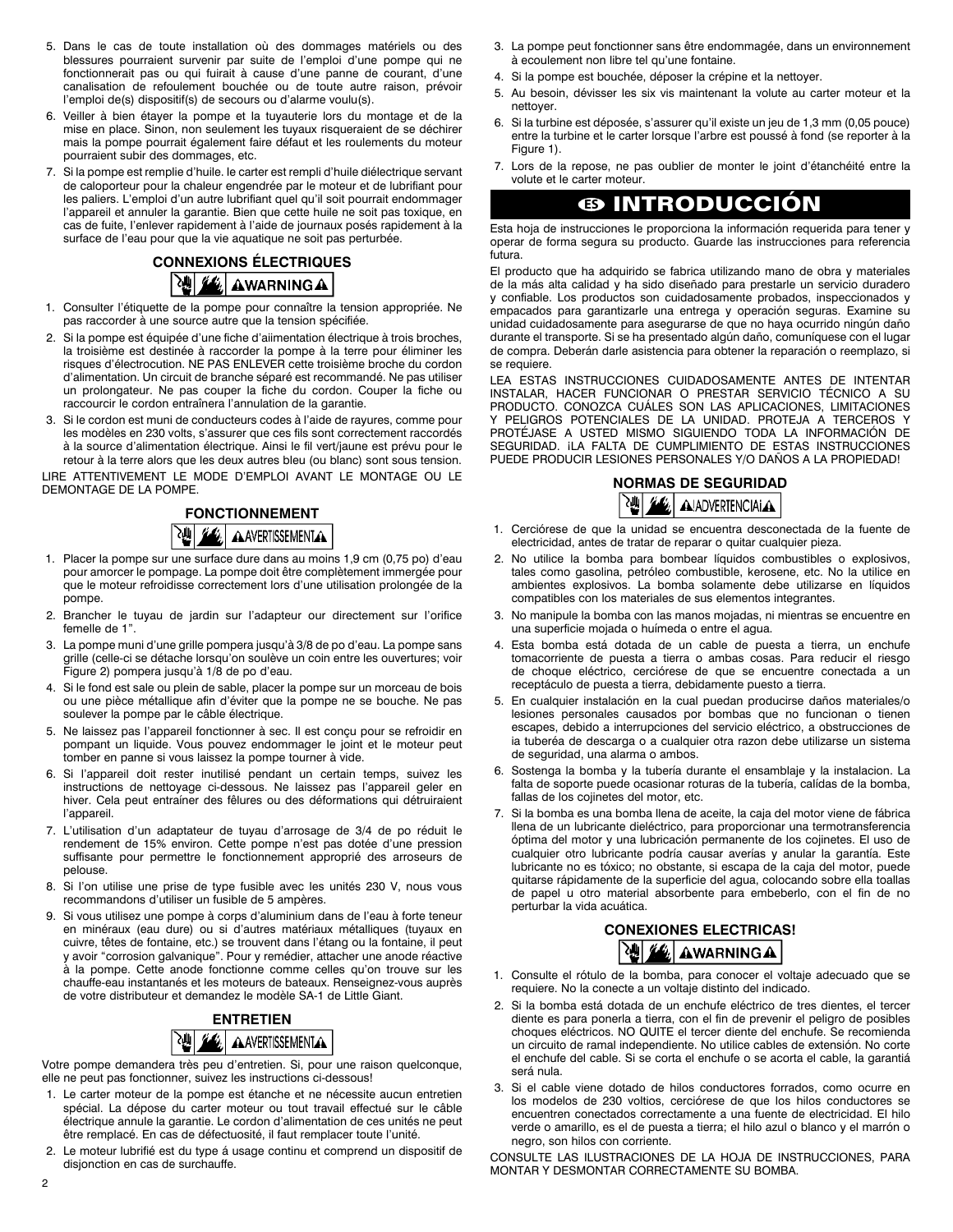5. Dans le cas de toute installation où des dommages matériels ou des blessures pourraient survenir par suite de l'emploi d'une pompe qui ne fonctionnerait pas ou qui fuirait à cause d'une panne de courant, d'une canalisation de refoulement bouchée ou de toute autre raison, prévoir l'emploi de(s) dispositif(s) de secours ou d'alarme voulu(s).
6. Veiller à bien étayer la pompe et la tuyauterie lors du montage et de la mise en place. Sinon, non seulement les tuyaux risqueraient de se déchirer mais la pompe pourrait également faire défaut et les roulements du moteur pourraient subir des dommages, etc.
7. Si la pompe est remplie d'huile. le carter est rempli d'huile diélectrique servant de caloporteur pour la chaleur engendrée par le moteur et de lubrifiant pour les paliers. L'emploi d'un autre lubrifiant quel qu'il soit pourrait endommager l'appareil et annuler la garantie. Bien que cette huile ne soit pas toxique, en cas de fuite, l'enlever rapidement à l'aide de journaux posés rapidement à la surface de l'eau pour que la vie aquatique ne soit pas perturbée.

### CONNEXIONS ÉLECTRIQUES

**⚠WARNING⚠**

1. Consulter l'étiquette de la pompe pour connaître la tension appropriée. Ne pas raccorder à une source autre que la tension spécifiée.
2. Si la pompe est équipée d'une fiche d'aiimentation électrique à trois broches, la troisième est destinée à raccorder la pompe à la terre pour éliminer les risques d'électrocution. NE PAS ENLEVER cette troisième broche du cordon d'alimentation. Un circuit de branche séparé est recommandé. Ne pas utiliser un prolongateur. Ne pas couper la fiche du cordon. Couper la fiche ou raccourcir le cordon entraînera l'annulation de la garantie.
3. Si le cordon est muni de conducteurs codes à l'aide de rayures, comme pour les modèles en 230 volts, s'assurer que ces fils sont correctement raccordés à la source d'alimentation électrique. Ainsi le fil vert/jaune est prévu pour le retour à la terre alors que les deux autres bleu (ou blanc) sont sous tension.

LIRE ATTENTIVEMENT LE MODE D'EMPLOI AVANT LE MONTAGE OU LE DEMONTAGE DE LA POMPE.

### FONCTIONNEMENT

**⚠AVERTISSEMENT⚠**

1. Placer la pompe sur une surface dure dans au moins 1,9 cm (0,75 po) d'eau pour amorcer le pompage. La pompe doit être complètement immergée pour que le moteur refroidisse correctement lors d'une utilisation prolongée de la pompe.
2. Brancher le tuyau de jardin sur l'adapteur our directement sur l'orifice femelle de 1".
3. La pompe muni d'une grille pompera jusqu'à 3/8 de po d'eau. La pompe sans grille (celle-ci se détache lorsqu'on soulève un coin entre les ouvertures; voir Figure 2) pompera jusqu'à 1/8 de po d'eau.
4. Si le fond est sale ou plein de sable, placer la pompe sur un morceau de bois ou une pièce métallique afin d'éviter que la pompe ne se bouche. Ne pas soulever la pompe par le câble électrique.
5. Ne laissez pas l'appareil fonctionner à sec. Il est conçu pour se refroidir en pompant un liquide. Vous pouvez endommager le joint et le moteur peut tomber en panne si vous laissez la pompe tourner à vide.
6. Si l'appareil doit rester inutilisé pendant un certain temps, suivez les instructions de nettoyage ci-dessous. Ne laissez pas l'appareil geler en hiver. Cela peut entraîner des fêlures ou des déformations qui détruiraient l'appareil.
7. L'utilisation d'un adaptateur de tuyau d'arrosage de 3/4 de po réduit le rendement de 15% environ. Cette pompe n'est pas dotée d'une pression suffisante pour permettre le fonctionnement approprié des arroseurs de pelouse.
8. Si l'on utilise une prise de type fusible avec les unités 230 V, nous vous recommandons d'utiliser un fusible de 5 ampères.
9. Si vous utilisez une pompe à corps d'aluminium dans de l'eau à forte teneur en minéraux (eau dure) ou si d'autres matériaux métalliques (tuyaux en cuivre, têtes de fontaine, etc.) se trouvent dans l'étang ou la fontaine, il peut y avoir "corrosion galvanique". Pour y remédier, attacher une anode réactive à la pompe. Cette anode fonctionne comme celles qu'on trouve sur les chauffe-eau instantanés et les moteurs de bateaux. Renseignez-vous auprès de votre distributeur et demandez le modèle SA-1 de Little Giant.

### ENTRETIEN

**⚠AVERTISSEMENT⚠**

Votre pompe demandera très peu d'entretien. Si, pour une raison quelconque, elle ne peut pas fonctionner, suivez les instructions ci-dessous!

1. Le carter moteur de la pompe est étanche et ne nécessite aucun entretien spécial. La dépose du carter moteur ou tout travail effectué sur le câble électrique annule la garantie. Le cordon d'alimentation de ces unités ne peut être remplacé. En cas de défectuosité, il faut remplacer toute l'unité.
2. Le moteur lubrifié est du type á usage continu et comprend un dispositif de disjonction en cas de surchauffe.
3. La pompe peut fonctionner sans être endommagée, dans un environnement à ecoulement non libre tel qu'une fontaine.
4. Si la pompe est bouchée, déposer la crépine et la nettoyer.
5. Au besoin, dévisser les six vis maintenant la volute au carter moteur et la nettoyer.
6. Si la turbine est déposée, s'assurer qu'il existe un jeu de 1,3 mm (0,05 pouce) entre la turbine et le carter lorsque l'arbre est poussé à fond (se reporter à la Figure 1).
7. Lors de la repose, ne pas oublier de monter le joint d'étanchéité entre la volute et le carter moteur.

# ES INTRODUCCIÓN

Esta hoja de instrucciones le proporciona la información requerida para tener y operar de forma segura su producto. Guarde las instrucciones para referencia futura.

El producto que ha adquirido se fabrica utilizando mano de obra y materiales de la más alta calidad y ha sido diseñado para prestarle un servicio duradero y confiable. Los productos son cuidadosamente probados, inspeccionados y empacados para garantizarle una entrega y operación seguras. Examine su unidad cuidadosamente para asegurarse de que no haya ocurrido ningún daño durante el transporte. Si se ha presentado algún daño, comuníquese con el lugar de compra. Deberán darle asistencia para obtener la reparación o reemplazo, si se requiere.

LEA ESTAS INSTRUCCIONES CUIDADOSAMENTE ANTES DE INTENTAR INSTALAR, HACER FUNCIONAR O PRESTAR SERVICIO TÉCNICO A SU PRODUCTO. CONOZCA CUÁLES SON LAS APLICACIONES, LIMITACIONES Y PELIGROS POTENCIALES DE LA UNIDAD. PROTEJA A TERCEROS Y PROTÉJASE A USTED MISMO SIGUIENDO TODA LA INFORMACIÓN DE SEGURIDAD. ¡LA FALTA DE CUMPLIMIENTO DE ESTAS INSTRUCCIONES PUEDE PRODUCIR LESIONES PERSONALES Y/O DAÑOS A LA PROPIEDAD!

### NORMAS DE SEGURIDAD

**⚠¡ADVERTENCIA!⚠**

1. Cerciórese de que la unidad se encuentra desconectada de la fuente de electricidad, antes de tratar de reparar o quitar cualquier pieza.
2. No utilice la bomba para bombear líquidos combustibles o explosivos, tales como gasolina, petróleo combustible, kerosene, etc. No la utilice en ambientes explosivos. La bomba solamente debe utilizarse en líquidos compatibles con los materiales de sus elementos integrantes.
3. No manipule la bomba con las manos mojadas, ni mientras se encuentre en una superficie mojada o huímeda o entre el agua.
4. Esta bomba está dotada de un cable de puesta a tierra, un enchufe tomacorriente de puesta a tierra o ambas cosas. Para reducir el riesgo de choque eléctrico, cerciórese de que se encuentre conectada a un receptáculo de puesta a tierra, debidamente puesto a tierra.
5. En cualquier instalación en la cual puedan producirse daños materiales/o lesiones personales causados por bombas que no funcionan o tienen escapes, debido a interrupciones del servicio eléctrico, a obstrucciones de ia tubería de descarga o a cualquier otra razon debe utilizarse un sistema de seguridad, una alarma o ambos.
6. Sostenga la bomba y la tubería durante el ensamblaje y la instalacion. La falta de soporte puede ocasionar roturas de la tubería, calídas de la bomba, fallas de los cojinetes del motor, etc.
7. Si la bomba es una bomba llena de aceite, la caja del motor viene de fábrica llena de un lubricante dieléctrico, para proporcionar una termotransferencia óptima del motor y una lubricación permanente de los cojinetes. El uso de cualquier otro lubricante podría causar averías y anular la garantía. Este lubricante no es tóxico; no obstante, si escapa de la caja del motor, puede quitarse rápidamente de la superficie del agua, colocando sobre ella toallas de papel u otro material absorbente para embeberlo, con el fin de no perturbar la vida acuática.

### CONEXIONES ELECTRICAS!

**⚠WARNING⚠**

1. Consulte el rótulo de la bomba, para conocer el voltaje adecuado que se requiere. No la conecte a un voltaje distinto del indicado.
2. Si la bomba está dotada de un enchufe eléctrico de tres dientes, el tercer diente es para ponerla a tierra, con el fin de prevenir el peligro de posibles choques eléctricos. NO QUITE el tercer diente del enchufe. Se recomienda un circuito de ramal independiente. No utilice cables de extensión. No corte el enchufe del cable. Si se corta el enchufe o se acorta el cable, la garantiá será nula.
3. Si el cable viene dotado de hilos conductores forrados, como ocurre en los modelos de 230 voltios, cerciórese de que los hilos conductores se encuentren conectados correctamente a una fuente de electricidad. El hilo verde o amarillo, es el de puesta a tierra; el hilo azul o blanco y el marrón o negro, son hilos con corriente.

CONSULTE LAS ILUSTRACIONES DE LA HOJA DE INSTRUCCIONES, PARA MONTAR Y DESMONTAR CORRECTAMENTE SU BOMBA.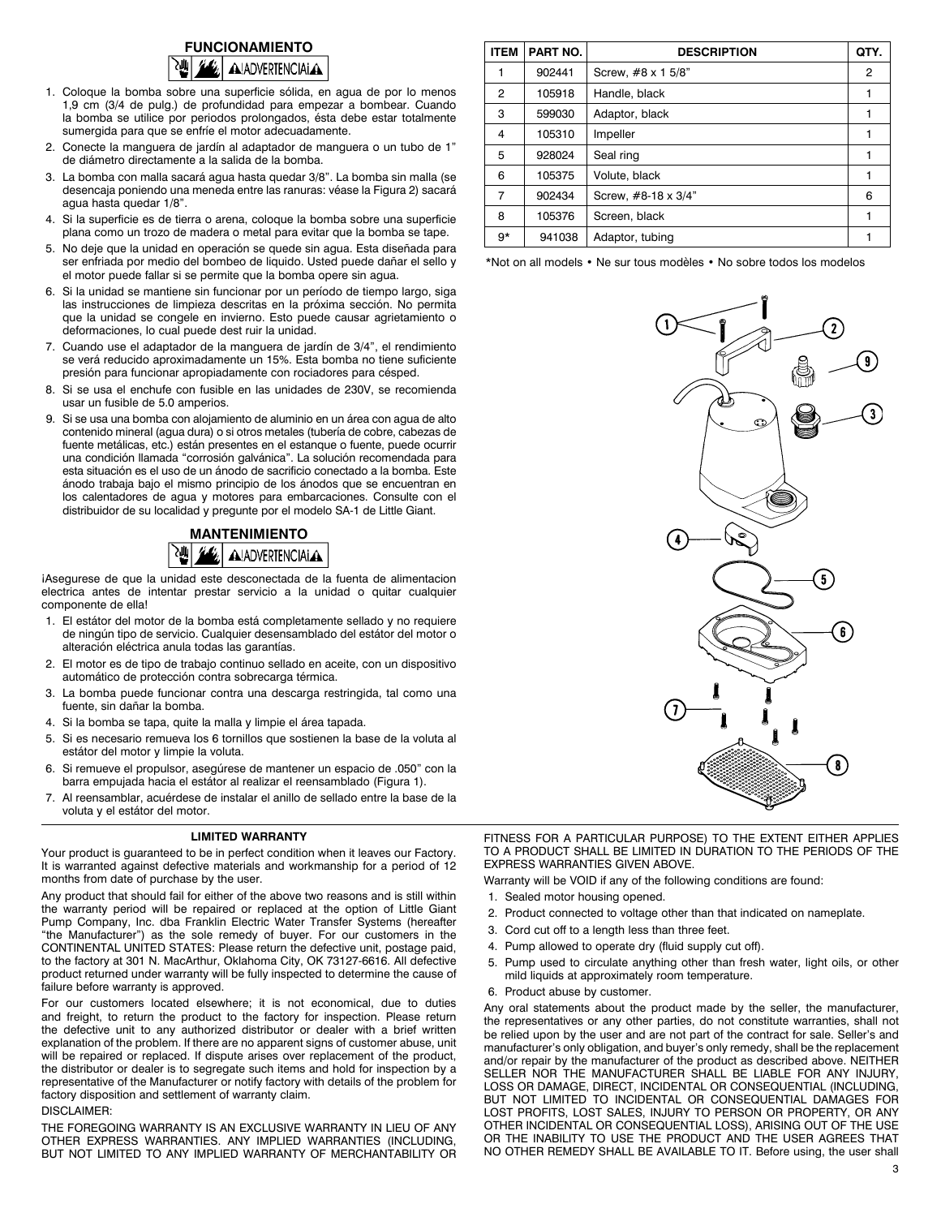## FUNCIONAMIENTO

⚠ ¡ADVERTENCIA! ⚠

1. Coloque la bomba sobre una superficie sólida, en agua de por lo menos 1,9 cm (3/4 de pulg.) de profundidad para empezar a bombear. Cuando la bomba se utilice por periodos prolongados, ésta debe estar totalmente sumergida para que se enfríe el motor adecuadamente.
2. Conecte la manguera de jardín al adaptador de manguera o un tubo de 1" de diámetro directamente a la salida de la bomba.
3. La bomba con malla sacará agua hasta quedar 3/8". La bomba sin malla (se desencaja poniendo una meneda entre las ranuras: véase la Figura 2) sacará agua hasta quedar 1/8".
4. Si la superficie es de tierra o arena, coloque la bomba sobre una superficie plana como un trozo de madera o metal para evitar que la bomba se tape.
5. No deje que la unidad en operación se quede sin agua. Esta diseñada para ser enfriada por medio del bombeo de liquido. Usted puede dañar el sello y el motor puede fallar si se permite que la bomba opere sin agua.
6. Si la unidad se mantiene sin funcionar por un período de tiempo largo, siga las instrucciones de limpieza descritas en la próxima sección. No permita que la unidad se congele en invierno. Esto puede causar agrietamiento o deformaciones, lo cual puede dest ruir la unidad.
7. Cuando use el adaptador de la manguera de jardín de 3/4", el rendimiento se verá reducido aproximadamente un 15%. Esta bomba no tiene suficiente presión para funcionar apropiadamente con rociadores para césped.
8. Si se usa el enchufe con fusible en las unidades de 230V, se recomienda usar un fusible de 5.0 amperios.
9. Si se usa una bomba con alojamiento de aluminio en un área con agua de alto contenido mineral (agua dura) o si otros metales (tubería de copre, cabezas de fuente metálicas, etc.) están presentes en el estanque o fuente, puede ocurrir una condición llamada "corrosión galvánica". La solución recomendada para esta situación es el uso de un ánodo de sacrificio conectado a la bomba. Este ánodo trabaja bajo el mismo principio de los ánodos que se encuentran en los calentadores de agua y motores para embarcaciones. Consulte con el distribuidor de su localidad y pregunte por el modelo SA-1 de Little Giant.

## MANTENIMIENTO

⚠ ¡ADVERTENCIA! ⚠

¡Asegurese de que la unidad este desconectada de la fuenta de alimentacion electrica antes de intentar prestar servicio a la unidad o quitar cualquier componente de ella!

1. El estátor del motor de la bomba está completamente sellado y no requiere de ningún tipo de servicio. Cualquier desensamblado del estátor del motor o alteración eléctrica anula todas las garantías.
2. El motor es de tipo de trabajo continuo sellado en aceite, con un dispositivo automático de protección contra sobrecarga térmica.
3. La bomba puede funcionar contra una descarga restringida, tal como una fuente, sin dañar la bomba.
4. Si la bomba se tapa, quite la malla y limpie el área tapada.
5. Si es necesario remueva los 6 tornillos que sostienen la base de la voluta al estátor del motor y limpie la voluta.
6. Si remueve el propulsor, asegúrese de mantener un espacio de .050" con la barra empujada hacia el estátor al realizar el reensamblado (Figura 1).
7. Al reensamblar, acuérdese de instalar el anillo de sellado entre la base de la voluta y el estátor del motor.

| ITEM | PART NO. | DESCRIPTION | QTY. |
|---|---|---|---|
| 1 | 902441 | Screw, #8 x 1 5/8" | 2 |
| 2 | 105918 | Handle, black | 1 |
| 3 | 599030 | Adaptor, black | 1 |
| 4 | 105310 | Impeller | 1 |
| 5 | 928024 | Seal ring | 1 |
| 6 | 105375 | Volute, black | 1 |
| 7 | 902434 | Screw, #8-18 x 3/4" | 6 |
| 8 | 105376 | Screen, black | 1 |
| 9* | 941038 | Adaptor, tubing | 1 |

*Not on all models • Ne sur tous modèles • No sobre todos los modelos

### LIMITED WARRANTY

Your product is guaranteed to be in perfect condition when it leaves our Factory. It is warranted against defective materials and workmanship for a period of 12 months from date of purchase by the user.

Any product that should fail for either of the above two reasons and is still within the warranty period will be repaired or replaced at the option of Little Giant Pump Company, Inc. dba Franklin Electric Water Transfer Systems (hereafter "the Manufacturer") as the sole remedy of buyer. For our customers in the CONTINENTAL UNITED STATES: Please return the defective unit, postage paid, to the factory at 301 N. MacArthur, Oklahoma City, OK 73127-6616. All defective product returned under warranty will be fully inspected to determine the cause of failure before warranty is approved.

For our customers located elsewhere; it is not economical, due to duties and freight, to return the product to the factory for inspection. Please return the defective unit to any authorized distributor or dealer with a brief written explanation of the problem. If there are no apparent signs of customer abuse, unit will be repaired or replaced. If dispute arises over replacement of the product, the distributor or dealer is to segregate such items and hold for inspection by a representative of the Manufacturer or notify factory with details of the problem for factory disposition and settlement of warranty claim.

DISCLAIMER:

THE FOREGOING WARRANTY IS AN EXCLUSIVE WARRANTY IN LIEU OF ANY OTHER EXPRESS WARRANTIES. ANY IMPLIED WARRANTIES (INCLUDING, BUT NOT LIMITED TO ANY IMPLIED WARRANTY OF MERCHANTABILITY OR FITNESS FOR A PARTICULAR PURPOSE) TO THE EXTENT EITHER APPLIES TO A PRODUCT SHALL BE LIMITED IN DURATION TO THE PERIODS OF THE EXPRESS WARRANTIES GIVEN ABOVE.

Warranty will be VOID if any of the following conditions are found:

1. Sealed motor housing opened.
2. Product connected to voltage other than that indicated on nameplate.
3. Cord cut off to a length less than three feet.
4. Pump allowed to operate dry (fluid supply cut off).
5. Pump used to circulate anything other than fresh water, light oils, or other mild liquids at approximately room temperature.
6. Product abuse by customer.

Any oral statements about the product made by the seller, the manufacturer, the representatives or any other parties, do not constitute warranties, shall not be relied upon by the user and are not part of the contract for sale. Seller's and manufacturer's only obligation, and buyer's only remedy, shall be the replacement and/or repair by the manufacturer of the product as described above. NEITHER SELLER NOR THE MANUFACTURER SHALL BE LIABLE FOR ANY INJURY, LOSS OR DAMAGE, DIRECT, INCIDENTAL OR CONSEQUENTIAL (INCLUDING, BUT NOT LIMITED TO INCIDENTAL OR CONSEQUENTIAL DAMAGES FOR LOST PROFITS, LOST SALES, INJURY TO PERSON OR PROPERTY, OR ANY OTHER INCIDENTAL OR CONSEQUENTIAL LOSS), ARISING OUT OF THE USE OR THE INABILITY TO USE THE PRODUCT AND THE USER AGREES THAT NO OTHER REMEDY SHALL BE AVAILABLE TO IT. Before using, the user shall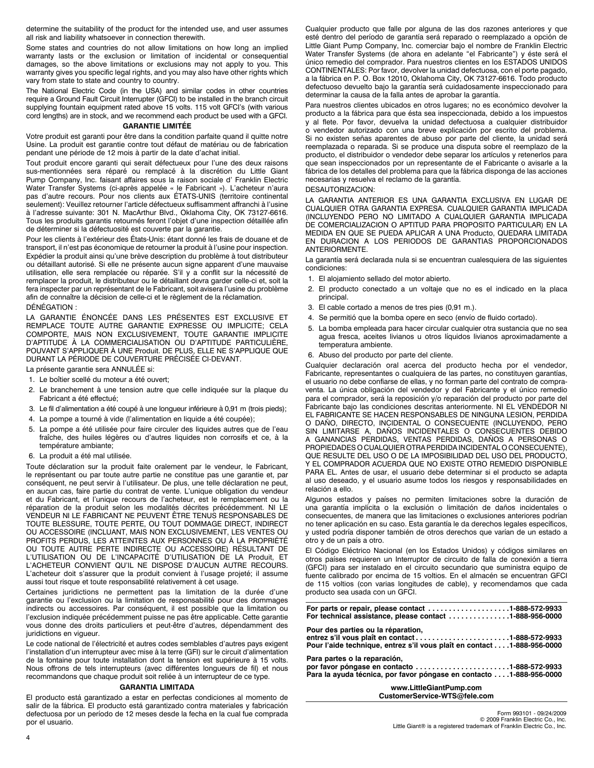determine the suitability of the product for the intended use, and user assumes all risk and liability whatsoever in connection therewith.

Some states and countries do not allow limitations on how long an implied warranty lasts or the exclusion or limitation of incidental or consequential damages, so the above limitations or exclusions may not apply to you. This warranty gives you specific legal rights, and you may also have other rights which vary from state to state and country to country.

The National Electric Code (in the USA) and similar codes in other countries require a Ground Fault Circuit Interrupter (GFCI) to be installed in the branch circuit supplying fountain equipment rated above 15 volts. 115 volt GFCI's (with various cord lengths) are in stock, and we recommend each product be used with a GFCI.

## GARANTIE LIMITÉE

Votre produit est garanti pour être dans la condition parfaite quand il quitte notre Usine. La produit est garantie contre tout défaut de matériau ou de fabrication pendant une période de 12 mois à partir de la date d'achat initial.

Tout produit encore garanti qui serait défectueux pour l'une des deux raisons sus-mentionnées sera réparé ou remplacé à la discrétion du Little Giant Pump Company, Inc. faisant affaires sous la raison sociale d' Franklin Electric Water Transfer Systems (ci-après appelée « le Fabricant »). L'acheteur n'aura pas d'autre recours. Pour nos clients aux ÉTATS-UNIS (territoire continental seulement): Veuillez retourner l'article défectueux suffisamment affranchi à l'usine à l'adresse suivante: 301 N. MacArthur Blvd., Oklahoma City, OK 73127-6616. Tous les produits garantis retournés feront l'objet d'une inspection détaillée afin de déterminer si la défectuosité est couverte par la garantie.

Pour les clients à l'extérieur des États-Unis: étant donné les frais de douane et de transport, il n'est pas économique de retourner le produit à l'usine pour inspection. Expédier la produit ainsi qu'une brève description du problème à tout distributeur ou détaillant autorisé. Si elle ne présente aucun signe apparent d'une mauvaise utilisation, elle sera remplacée ou réparée. S'il y a conflit sur la nécessité de remplacer la produit, le distributeur ou le détaillant devra garder celle-ci et, soit la fera inspecter par un représentant de le Fabricant, soit avisera l'usine du problème afin de connaître la décision de celle-ci et le règlement de la réclamation.

DÉNÉGATION :

LA GARANTIE ÉNONCÉE DANS LES PRÉSENTES EST EXCLUSIVE ET REMPLACE TOUTE AUTRE GARANTIE EXPRESSE OU IMPLICITE; CELA COMPORTE, MAIS NON EXCLUSIVEMENT, TOUTE GARANTIE IMPLICITE D'APTITUDE À LA COMMERCIALISATION OU D'APTITUDE PARTICULIÈRE, POUVANT S'APPLIQUER À UNE Produit. DE PLUS, ELLE NE S'APPLIQUE QUE DURANT LA PÉRIODE DE COUVERTURE PRÉCISÉE CI-DEVANT.

La présente garantie sera ANNULÉE si:

1. Le boîtier scellé du moteur a été ouvert;
2. Le branchement à une tension autre que celle indiquée sur la plaque du Fabricant a été effectué;
3. Le fil d'alimentation a été coupé à une longueur inférieure à 0,91 m (trois pieds);
4. La pompe a tourné à vide (l'alimentation en liquide a été coupée);
5. La pompe a été utilisée pour faire circuler des liquides autres que de l'eau fraîche, des huiles légères ou d'autres liquides non corrosifs et ce, à la température ambiante;
6. La produit a été mal utilisée.

Toute déclaration sur la produit faite oralement par le vendeur, le Fabricant, le représentant ou par toute autre partie ne constitue pas une garantie et, par conséquent, ne peut servir à l'utilisateur. De plus, une telle déclaration ne peut, en aucun cas, faire partie du contrat de vente. L'unique obligation du vendeur et du Fabricant, et l'unique recours de l'acheteur, est le remplacement ou la réparation de la produit selon les modalités décrites précédemment. NI LE VENDEUR NI LE FABRICANT NE PEUVENT ÊTRE TENUS RESPONSABLES DE TOUTE BLESSURE, TOUTE PERTE, OU TOUT DOMMAGE DIRECT, INDIRECT OU ACCESSOIRE (INCLUANT, MAIS NON EXCLUSIVEMENT, LES VENTES OU PROFITS PERDUS, LES ATTEINTES AUX PERSONNES OU À LA PROPRIÉTÉ OU TOUTE AUTRE PERTE INDIRECTE OU ACCESSOIRE) RÉSULTANT DE L'UTILISATION OU DE L'INCAPACITÉ D'UTILISATION DE LA Produit, ET L'ACHETEUR CONVIENT QU'IL NE DISPOSE D'AUCUN AUTRE RECOURS. L'acheteur doit s'assurer que la produit convient à l'usage projeté; il assume aussi tout risque et toute responsabilité relativement à cet usage.

Certaines juridictions ne permettent pas la limitation de la durée d'une garantie ou l'exclusion ou la limitation de responsabilité pour des dommages indirects ou accessoires. Par conséquent, il est possible que la limitation ou l'exclusion indiquée précédemment puisse ne pas être applicable. Cette garantie vous donne des droits particuliers et peut-être d'autres, dépendamment des juridictions en vigueur.

Le code national de l'électricité et autres codes semblables d'autres pays exigent l'installation d'un interrupteur avec mise à la terre (GFI) sur le circuit d'alimentation de la fontaine pour toute installation dont la tension est supérieure à 15 volts. Nous offrons de tels interrupteurs (avec différentes longueurs de fil) et nous recommandons que chaque produit soit reliée à un interrupteur de ce type.

## GARANTIA LIMITADA

El producto está garantizado a estar en perfectas condiciones al momento de salir de la fábrica. El producto está garantizado contra materiales y fabricación defectuosa por un período de 12 meses desde la fecha en la cual fue comprada por el usuario.

Cualquier producto que falle por alguna de las dos razones anteriores y que esté dentro del período de garantía será reparado o reemplazado a opción de Little Giant Pump Company, Inc. comerciar bajo el nombre de Franklin Electric Water Transfer Systems (de ahora en adelante "el Fabricante") y éste será el único remedio del comprador. Para nuestros clientes en los ESTADOS UNIDOS CONTINENTALES: Por favor, devolver la unidad defectuosa, con el porte pagado, a la fábrica en P. O. Box 12010, Oklahoma City, OK 73127-6616. Todo producto defectuoso devuelto bajo la garantía será cuidadosamente inspeccionado para determinar la causa de la falla antes de aprobar la garantía.

Para nuestros clientes ubicados en otros lugares; no es económico devolver la producto a la fábrica para que ésta sea inspeccionada, debido a los impuestos y al flete. Por favor, devuelva la unidad defectuosa a cualquier distribuidor o vendedor autorizado con una breve explicación por escrito del problema. Si no existen señas aparentes de abuso por parte del cliente, la unidad será reemplazada o reparada. Si se produce una disputa sobre el reemplazo de la producto, el distribuidor o vendedor debe separar los artículos y retenerlos para que sean inspeccionados por un representante de el Fabricante o avisarle a la fábrica de los detalles del problema para que la fábrica disponga de las acciones necesarias y resuelva el reclamo de la garantía.

DESAUTORIZACION:

LA GARANTIA ANTERIOR ES UNA GARANTIA EXCLUSIVA EN LUGAR DE CUALQUIER OTRA GARANTIA EXPRESA. CUALQUIER GARANTIA IMPLICADA (INCLUYENDO PERO NO LIMITADO A CUALQUIER GARANTIA IMPLICADA DE COMERCIALIZACION O APTITUD PARA PROPOSITO PARTICULAR) EN LA MEDIDA EN QUE SE PUEDA APLICAR A UNA Producto, QUEDARA LIMITADA EN DURACION A LOS PERIODOS DE GARANTIAS PROPORCIONADOS ANTERIORMENTE.

La garantía será declarada nula si se encuentran cualesquiera de las siguientes condiciones:

1. El alojamiento sellado del motor abierto.
2. El producto conectado a un voltaje que no es el indicado en la placa principal.
3. El cable cortado a menos de tres pies (0,91 m.).
4. Se permitió que la bomba opere en seco (envío de fluido cortado).
5. La bomba empleada para hacer circular cualquier otra sustancia que no sea agua fresca, aceites livianos u otros líquidos livianos aproximadamente a temperatura ambiente.
6. Abuso del producto por parte del cliente.

Cualquier declaración oral acerca del producto hecha por el vendedor, Fabricante, representantes o cualquiera de las partes, no constituyen garantías, el usuario no debe confiarse de ellas, y no forman parte del contrato de compra-venta. La única obligación del vendedor y del Fabricante y el único remedio para el comprador, será la reposición y/o reparación del producto por parte del Fabricante bajo las condiciones descritas anteriormente. NI EL VENDEDOR NI EL FABRICANTE SE HACEN RESPONSABLES DE NINGUNA LESION, PERDIDA O DAÑO, DIRECTO, INCIDENTAL O CONSECUENTE (INCLUYENDO, PERO SIN LIMITARSE A, DAÑOS INCIDENTALES O CONSECUENTES DEBIDO A GANANCIAS PERDIDAS, VENTAS PERDIDAS, DAÑOS A PERSONAS O PROPIEDADES O CUALQUIER OTRA PERDIDA INCIDENTAL O CONSECUENTE), QUE RESULTE DEL USO O DE LA IMPOSIBILIDAD DEL USO DEL PRODUCTO, Y EL COMPRADOR ACUERDA QUE NO EXISTE OTRO REMEDIO DISPONIBLE PARA EL. Antes de usar, el usuario debe determinar si el producto se adapta al uso deseado, y el usuario asume todos los riesgos y responsabilidades en relación a ello.

Algunos estados y países no permiten limitaciones sobre la duración de una garantía implícita o la exclusión o limitación de daños incidentales o consecuentes, de manera que las limitaciones o exclusiones anteriores podrían no tener aplicación en su caso. Esta garantía le da derechos legales específicos, y usted podría disponer también de otros derechos que varían de un estado a otro y de un país a otro.

El Código Eléctrico Nacional (en los Estados Unidos) y códigos similares en otros países requieren un Interruptor de circuito de falla de conexión a tierra (GFCI) para ser instalado en el circuito secundario que suministra equipo de fuente calibrado por encima de 15 voltios. En el almacén se encuentran GFCI de 115 voltios (con varias longitudes de cable), y recomendamos que cada producto sea usada con un GFCI.

**For parts or repair, please contact ....................1-888-572-9933**
**For technical assistance, please contact ...............1-888-956-0000**

**Pour des parties ou la réparation,**
**entrez s'il vous plaît en contact.......................1-888-572-9933**
**Pour l'aide technique, entrez s'il vous plaît en contact....1-888-956-0000**

**Para partes o la reparación,**
**por favor póngase en contacto .......................1-888-572-9933**
**Para la ayuda técnica, por favor póngase en contacto....1-888-956-0000**

**www.LittleGiantPump.com**
**CustomerService-WTS@fele.com**

Form 993101 - 09/24/2009
© 2009 Franklin Electric Co., Inc.
Little Giant® is a registered trademark of Franklin Electric Co., Inc.